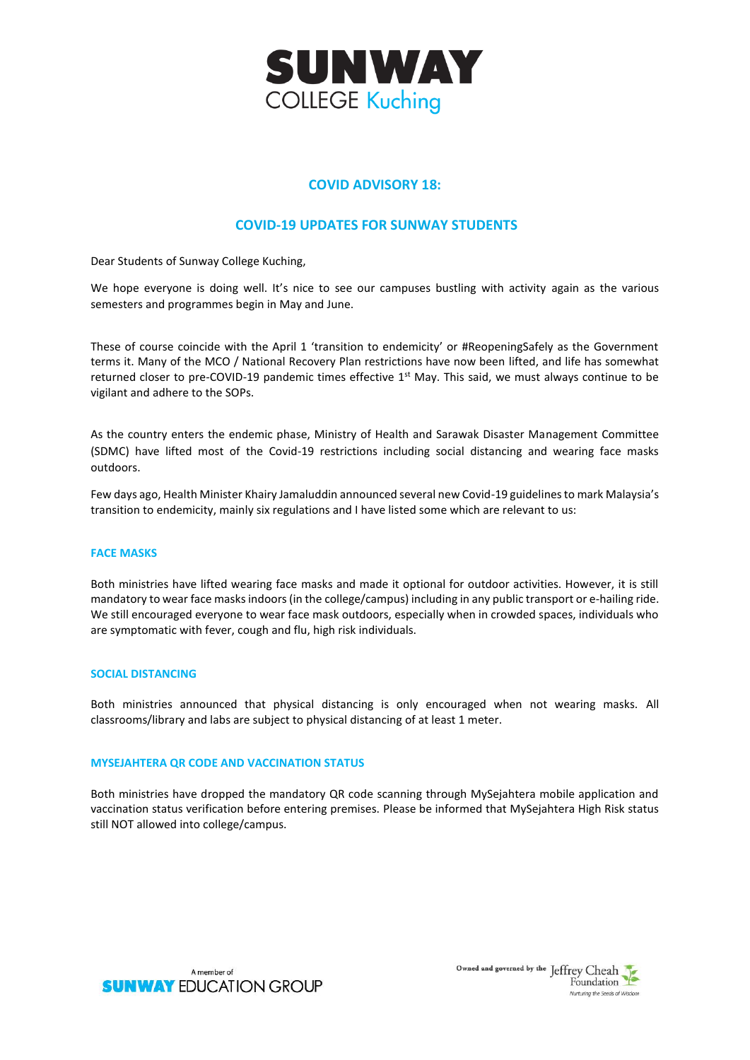# COVID ADVISORY 18:

## COVID-19 UPDATES FOR SUNWAY STUDENTS

Dear Students of Sunway College Kuching,

We hope everyone is doing well. It's nice to see our campuses bustling with activity again as the various semesters and programmes begin in May and June.

These of course coincide with the April 1 'transition to endemicity' or #ReopeningSafely as the Government terms it. Many of the MCO / National Recovery Plan restrictions have now been lifted, and life has somewhat returned closer to pre-COVID-19 pandemic times effective 1st May. This said, we must always continue to be vigilant and adhere to the SOPs.

As the country enters the endemic phase, Ministry of Health and Sarawak Disaster Management Committee (SDMC) have lifted most of the Covid-19 restrictions including social distancing and wearing face masks outdoors.

Few days ago, Health Minister Khairy Jamaluddin announced several new Covid-19 guidelines to mark Malaysia's transition to endemicity, mainly six regulations and I have listed some which are relevant to us:

### FACE MASKS

Both ministries have lifted wearing face masks and made it optional for outdoor activities. However, it is still mandatory to wear face masks indoors (in the college/campus) including in any public transport or e-hailing ride. We still encouraged everyone to wear face mask outdoors, especially when in crowded spaces, individuals who are symptomatic with fever, cough and flu, high risk individuals.

### SOCIAL DISTANCING

Both ministries announced that physical distancing is only encouraged when not wearing masks. All classrooms/library and labs are subject to physical distancing of at least 1 meter.

### MYSEJAHTERA QR CODE AND VACCINATION STATUS

Both ministries have dropped the mandatory QR code scanning through MySejahtera mobile application and vaccination status verification before entering premises. Please be informed that MySejahtera High Risk status still NOT allowed into college/campus.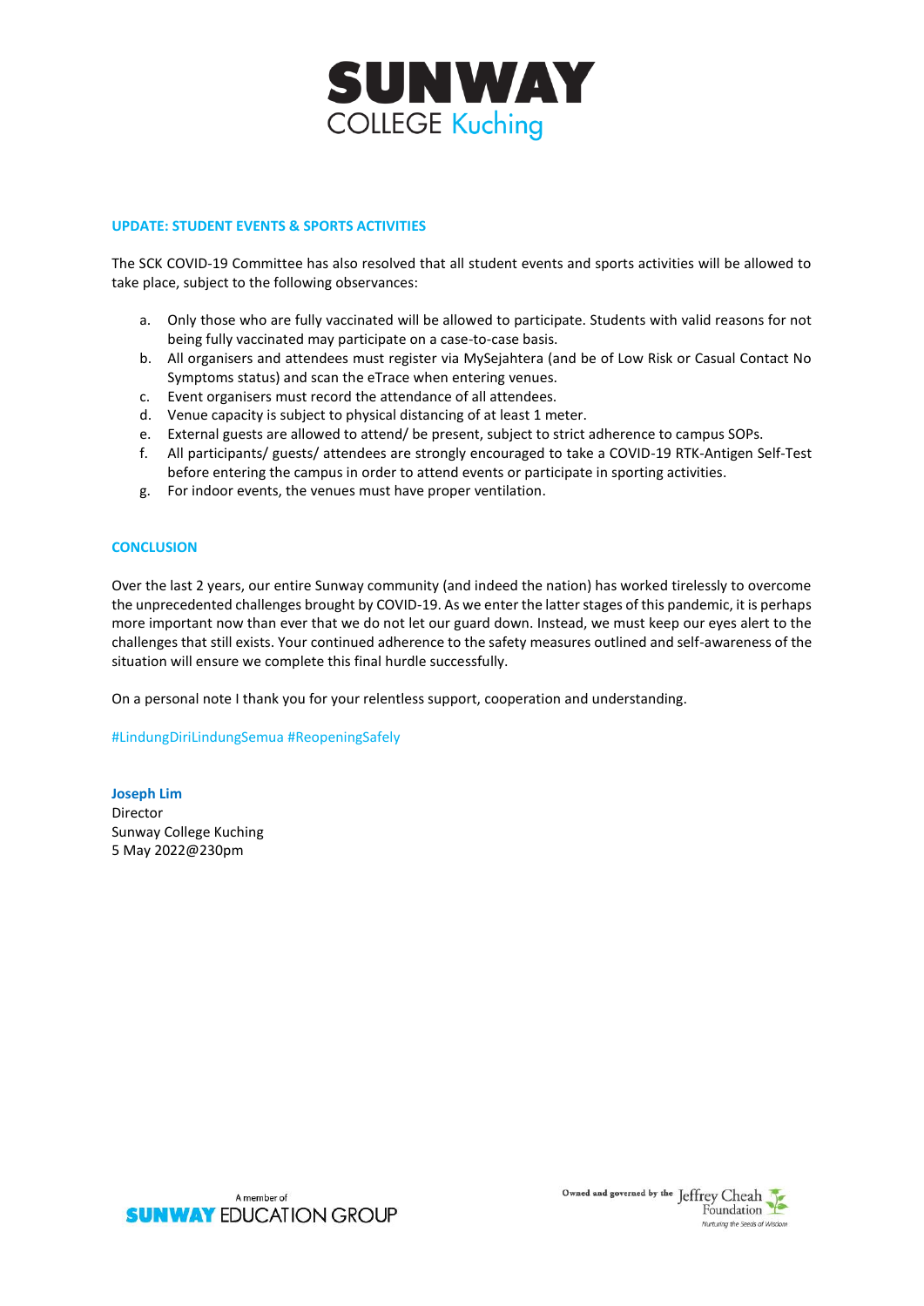### UPDATE: STUDENT EVENTS & SPORTS ACTIVITIES

The SCK COVID-19 Committee has also resolved that all student events and sports activities will be allowed to take place, subject to the following observances:

a. Only those who are fully vaccinated will be allowed to participate. Students with valid reasons for not being fully vaccinated may participate on a case-to-case basis.
b. All organisers and attendees must register via MySejahtera (and be of Low Risk or Casual Contact No Symptoms status) and scan the eTrace when entering venues.
c. Event organisers must record the attendance of all attendees.
d. Venue capacity is subject to physical distancing of at least 1 meter.
e. External guests are allowed to attend/ be present, subject to strict adherence to campus SOPs.
f. All participants/ guests/ attendees are strongly encouraged to take a COVID-19 RTK-Antigen Self-Test before entering the campus in order to attend events or participate in sporting activities.
g. For indoor events, the venues must have proper ventilation.

### CONCLUSION

Over the last 2 years, our entire Sunway community (and indeed the nation) has worked tirelessly to overcome the unprecedented challenges brought by COVID-19. As we enter the latter stages of this pandemic, it is perhaps more important now than ever that we do not let our guard down. Instead, we must keep our eyes alert to the challenges that still exists. Your continued adherence to the safety measures outlined and self-awareness of the situation will ensure we complete this final hurdle successfully.

On a personal note I thank you for your relentless support, cooperation and understanding.

#LindungDiriLindungSemua #ReopeningSafely

**Joseph Lim**
Director
Sunway College Kuching
5 May 2022@230pm

A member of SUNWAY EDUCATION GROUP

Owned and governed by the Jeffrey Cheah Foundation
Nurturing the Seeds of Wisdom